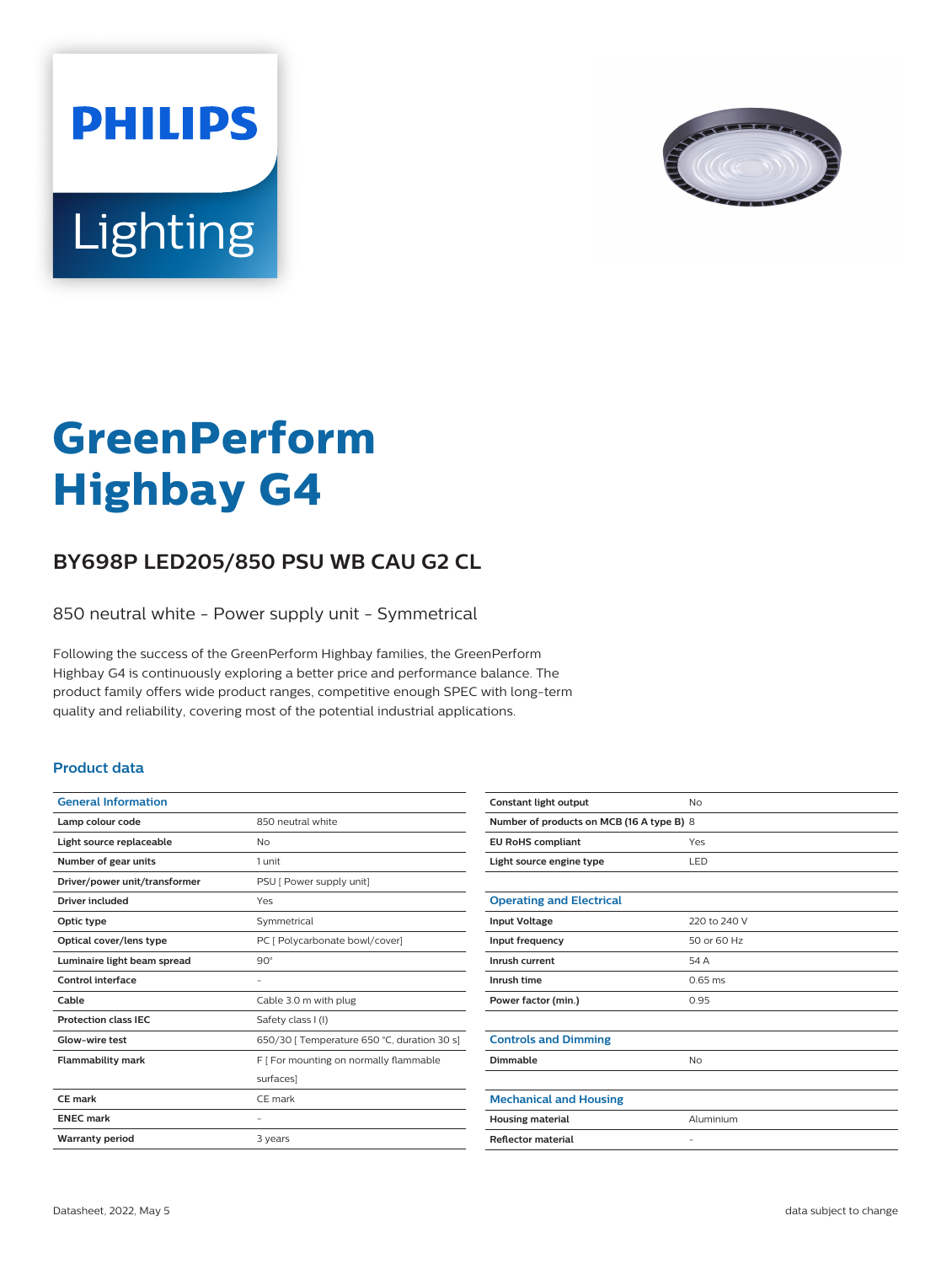PHILIPS

Lighting

# GreenPerform Highbay G4

## BY698P LED205/850 PSU WB CAU G2 CL

850 neutral white - Power supply unit - Symmetrical

Following the success of the GreenPerform Highbay families, the GreenPerform Highbay G4 is continuously exploring a better price and performance balance. The product family offers wide product ranges, competitive enough SPEC with long-term quality and reliability, covering most of the potential industrial applications.

### Product data

| General Information | |
|---|---|
| Lamp colour code | 850 neutral white |
| Light source replaceable | No |
| Number of gear units | 1 unit |
| Driver/power unit/transformer | PSU [ Power supply unit] |
| Driver included | Yes |
| Optic type | Symmetrical |
| Optical cover/lens type | PC [ Polycarbonate bowl/cover] |
| Luminaire light beam spread | 90° |
| Control interface | - |
| Cable | Cable 3.0 m with plug |
| Protection class IEC | Safety class I (I) |
| Glow-wire test | 650/30 [ Temperature 650 °C, duration 30 s] |
| Flammability mark | F [ For mounting on normally flammable surfaces] |
| CE mark | CE mark |
| ENEC mark | - |
| Warranty period | 3 years |
| Constant light output | No |
| Number of products on MCB (16 A type B) | 8 |
| EU RoHS compliant | Yes |
| Light source engine type | LED |

| Operating and Electrical | |
|---|---|
| Input Voltage | 220 to 240 V |
| Input frequency | 50 or 60 Hz |
| Inrush current | 54 A |
| Inrush time | 0.65 ms |
| Power factor (min.) | 0.95 |

| Controls and Dimming | |
|---|---|
| Dimmable | No |

| Mechanical and Housing | |
|---|---|
| Housing material | Aluminium |
| Reflector material | - |

Datasheet, 2022, May 5

data subject to change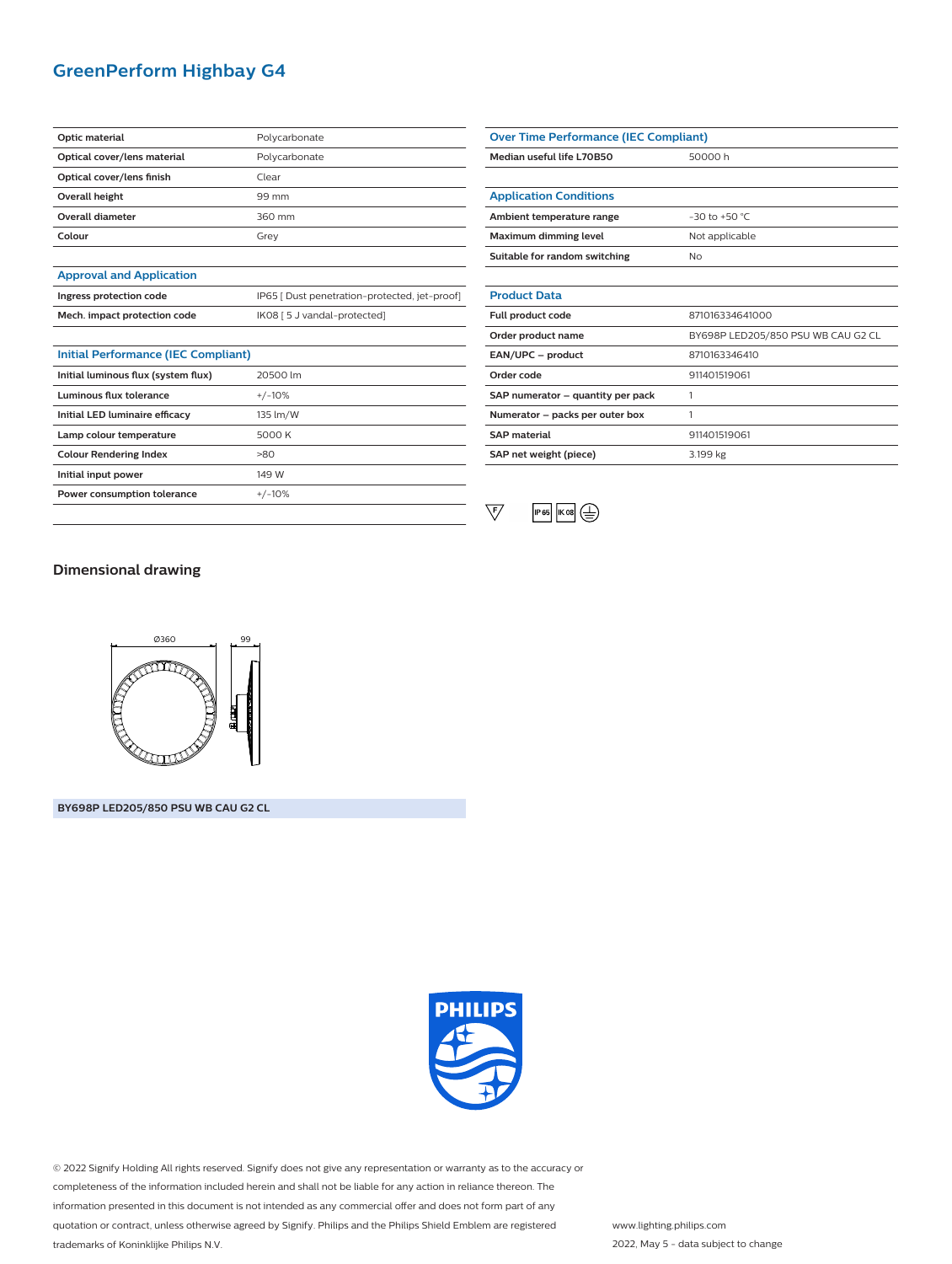# GreenPerform Highbay G4

| | |
|---|---|
| Optic material | Polycarbonate |
| Optical cover/lens material | Polycarbonate |
| Optical cover/lens finish | Clear |
| Overall height | 99 mm |
| Overall diameter | 360 mm |
| Colour | Grey |

### Approval and Application

| | |
|---|---|
| Ingress protection code | IP65 [ Dust penetration-protected, jet-proof] |
| Mech. impact protection code | IK08 [ 5 J vandal-protected] |

### Initial Performance (IEC Compliant)

| | |
|---|---|
| Initial luminous flux (system flux) | 20500 lm |
| Luminous flux tolerance | +/-10% |
| Initial LED luminaire efficacy | 135 lm/W |
| Lamp colour temperature | 5000 K |
| Colour Rendering Index | >80 |
| Initial input power | 149 W |
| Power consumption tolerance | +/-10% |

### Over Time Performance (IEC Compliant)

| | |
|---|---|
| Median useful life L70B50 | 50000 h |

### Application Conditions

| | |
|---|---|
| Ambient temperature range | -30 to +50 °C |
| Maximum dimming level | Not applicable |
| Suitable for random switching | No |

### Product Data

| | |
|---|---|
| Full product code | 871016334641000 |
| Order product name | BY698P LED205/850 PSU WB CAU G2 CL |
| EAN/UPC – product | 8710163346410 |
| Order code | 911401519061 |
| SAP numerator – quantity per pack | 1 |
| Numerator – packs per outer box | 1 |
| SAP material | 911401519061 |
| SAP net weight (piece) | 3.199 kg |

F IP65 IK08

## Dimensional drawing

Ø360

99

**BY698P LED205/850 PSU WB CAU G2 CL**

PHILIPS

© 2022 Signify Holding All rights reserved. Signify does not give any representation or warranty as to the accuracy or completeness of the information included herein and shall not be liable for any action in reliance thereon. The information presented in this document is not intended as any commercial offer and does not form part of any quotation or contract, unless otherwise agreed by Signify. Philips and the Philips Shield Emblem are registered trademarks of Koninklijke Philips N.V.

www.lighting.philips.com

2022, May 5 - data subject to change